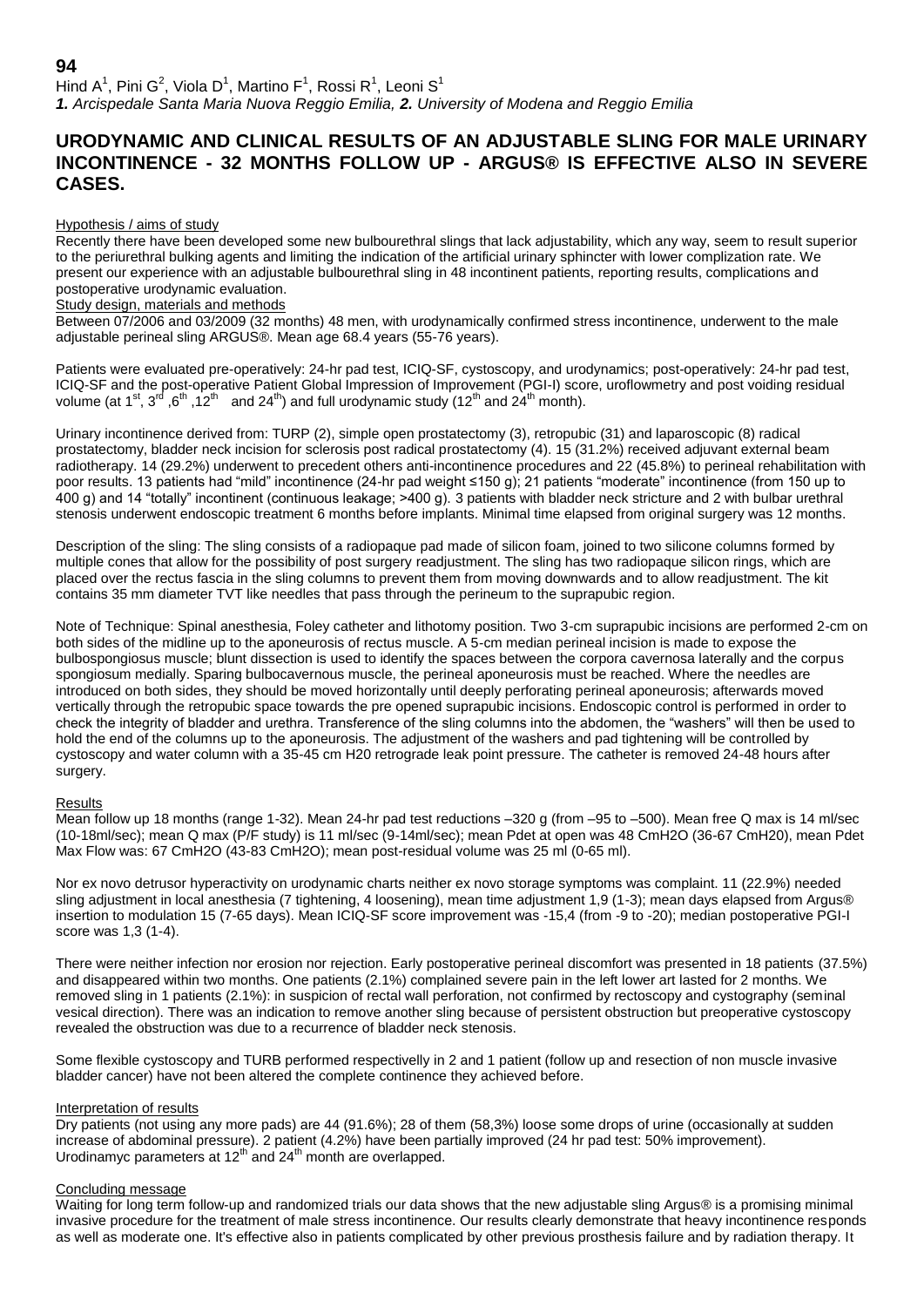**94**

Hind A[1], Pini G[2], Viola D[1], Martino F[1], Rossi R[1], Leoni S[1]

***1.** Arcispedale Santa Maria Nuova Reggio Emilia, **2.** University of Modena and Reggio Emilia*

## URODYNAMIC AND CLINICAL RESULTS OF AN ADJUSTABLE SLING FOR MALE URINARY INCONTINENCE - 32 MONTHS FOLLOW UP - ARGUS® IS EFFECTIVE ALSO IN SEVERE CASES.

### Hypothesis / aims of study

Recently there have been developed some new bulbourethral slings that lack adjustability, which any way, seem to result superior to the periurethral bulking agents and limiting the indication of the artificial urinary sphincter with lower complization rate. We present our experience with an adjustable bulbourethral sling in 48 incontinent patients, reporting results, complications and postoperative urodynamic evaluation.

### Study design, materials and methods

Between 07/2006 and 03/2009 (32 months) 48 men, with urodynamically confirmed stress incontinence, underwent to the male adjustable perineal sling ARGUS®. Mean age 68.4 years (55-76 years).

Patients were evaluated pre-operatively: 24-hr pad test, ICIQ-SF, cystoscopy, and urodynamics; post-operatively: 24-hr pad test, ICIQ-SF and the post-operative Patient Global Impression of Improvement (PGI-I) score, uroflowmetry and post voiding residual volume (at 1st, 3rd ,6th ,12th  and 24th) and full urodynamic study (12th and 24th month).

Urinary incontinence derived from: TURP (2), simple open prostatectomy (3), retropubic (31) and laparoscopic (8) radical prostatectomy, bladder neck incision for sclerosis post radical prostatectomy (4). 15 (31.2%) received adjuvant external beam radiotherapy. 14 (29.2%) underwent to precedent others anti-incontinence procedures and 22 (45.8%) to perineal rehabilitation with poor results. 13 patients had "mild" incontinence (24-hr pad weight ≤150 g); 21 patients "moderate" incontinence (from 150 up to 400 g) and 14 "totally" incontinent (continuous leakage; >400 g). 3 patients with bladder neck stricture and 2 with bulbar urethral stenosis underwent endoscopic treatment 6 months before implants. Minimal time elapsed from original surgery was 12 months.

Description of the sling: The sling consists of a radiopaque pad made of silicon foam, joined to two silicone columns formed by multiple cones that allow for the possibility of post surgery readjustment. The sling has two radiopaque silicon rings, which are placed over the rectus fascia in the sling columns to prevent them from moving downwards and to allow readjustment. The kit contains 35 mm diameter TVT like needles that pass through the perineum to the suprapubic region.

Note of Technique: Spinal anesthesia, Foley catheter and lithotomy position. Two 3-cm suprapubic incisions are performed 2-cm on both sides of the midline up to the aponeurosis of rectus muscle. A 5-cm median perineal incision is made to expose the bulbospongiosus muscle; blunt dissection is used to identify the spaces between the corpora cavernosa laterally and the corpus spongiosum medially. Sparing bulbocavernous muscle, the perineal aponeurosis must be reached. Where the needles are introduced on both sides, they should be moved horizontally until deeply perforating perineal aponeurosis; afterwards moved vertically through the retropubic space towards the pre opened suprapubic incisions. Endoscopic control is performed in order to check the integrity of bladder and urethra. Transference of the sling columns into the abdomen, the "washers" will then be used to hold the end of the columns up to the aponeurosis. The adjustment of the washers and pad tightening will be controlled by cystoscopy and water column with a 35-45 cm H20 retrograde leak point pressure. The catheter is removed 24-48 hours after surgery.

### Results

Mean follow up 18 months (range 1-32). Mean 24-hr pad test reductions –320 g (from –95 to –500). Mean free Q max is 14 ml/sec (10-18ml/sec); mean Q max (P/F study) is 11 ml/sec (9-14ml/sec); mean Pdet at open was 48 CmH2O (36-67 CmH20), mean Pdet Max Flow was: 67 CmH2O (43-83 CmH2O); mean post-residual volume was 25 ml (0-65 ml).

Nor ex novo detrusor hyperactivity on urodynamic charts neither ex novo storage symptoms was complaint. 11 (22.9%) needed sling adjustment in local anesthesia (7 tightening, 4 loosening), mean time adjustment 1,9 (1-3); mean days elapsed from Argus® insertion to modulation 15 (7-65 days). Mean ICIQ-SF score improvement was -15,4 (from -9 to -20); median postoperative PGI-I score was 1,3 (1-4).

There were neither infection nor erosion nor rejection. Early postoperative perineal discomfort was presented in 18 patients (37.5%) and disappeared within two months. One patients (2.1%) complained severe pain in the left lower art lasted for 2 months. We removed sling in 1 patients (2.1%): in suspicion of rectal wall perforation, not confirmed by rectoscopy and cystography (seminal vesical direction). There was an indication to remove another sling because of persistent obstruction but preoperative cystoscopy revealed the obstruction was due to a recurrence of bladder neck stenosis.

Some flexible cystoscopy and TURB performed respectivelly in 2 and 1 patient (follow up and resection of non muscle invasive bladder cancer) have not been altered the complete continence they achieved before.

### Interpretation of results

Dry patients (not using any more pads) are 44 (91.6%); 28 of them (58,3%) loose some drops of urine (occasionally at sudden increase of abdominal pressure). 2 patient (4.2%) have been partially improved (24 hr pad test: 50% improvement). Urodinamyc parameters at 12th and 24th month are overlapped.

### Concluding message

Waiting for long term follow-up and randomized trials our data shows that the new adjustable sling Argus® is a promising minimal invasive procedure for the treatment of male stress incontinence. Our results clearly demonstrate that heavy incontinence responds as well as moderate one. It's effective also in patients complicated by other previous prosthesis failure and by radiation therapy. It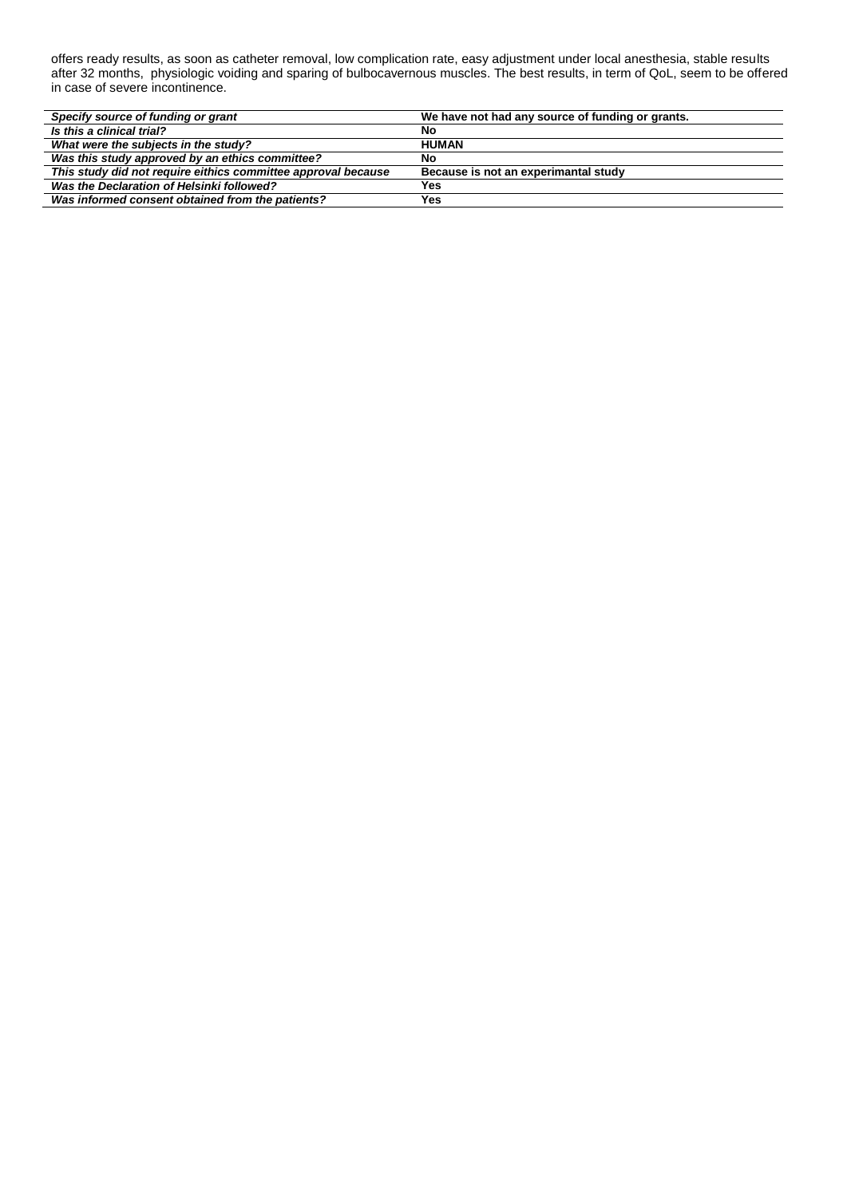offers ready results, as soon as catheter removal, low complication rate, easy adjustment under local anesthesia, stable results after 32 months, physiologic voiding and sparing of bulbocavernous muscles. The best results, in term of QoL, seem to be offered in case of severe incontinence.

| | |
|---|---|
| ***Specify source of funding or grant*** | **We have not had any source of funding or grants.** |
| ***Is this a clinical trial?*** | **No** |
| ***What were the subjects in the study?*** | **HUMAN** |
| ***Was this study approved by an ethics committee?*** | **No** |
| ***This study did not require eithics committee approval because*** | **Because is not an experimantal study** |
| ***Was the Declaration of Helsinki followed?*** | **Yes** |
| ***Was informed consent obtained from the patients?*** | **Yes** |